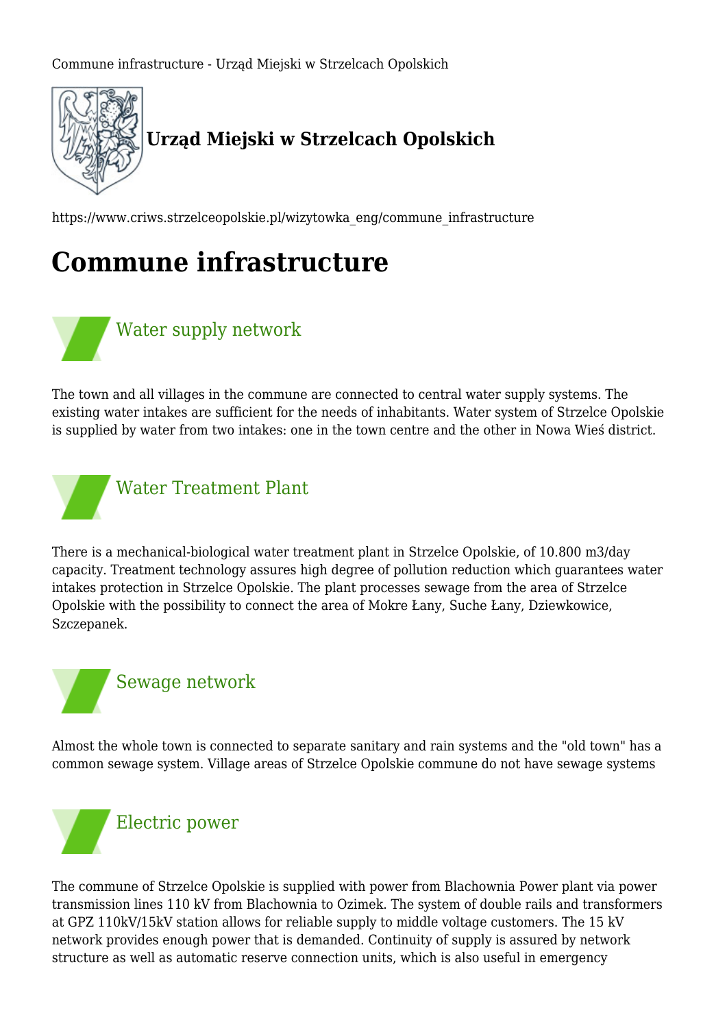Commune infrastructure - Urząd Miejski w Strzelcach Opolskich

**Urząd Miejski w Strzelcach Opolskich**

https://www.criws.strzelceopolskie.pl/wizytowka_eng/commune_infrastructure

# Commune infrastructure

## Water supply network

The town and all villages in the commune are connected to central water supply systems. The existing water intakes are sufficient for the needs of inhabitants. Water system of Strzelce Opolskie is supplied by water from two intakes: one in the town centre and the other in Nowa Wieś district.

## Water Treatment Plant

There is a mechanical-biological water treatment plant in Strzelce Opolskie, of 10.800 m3/day capacity. Treatment technology assures high degree of pollution reduction which guarantees water intakes protection in Strzelce Opolskie. The plant processes sewage from the area of Strzelce Opolskie with the possibility to connect the area of Mokre Łany, Suche Łany, Dziewkowice, Szczepanek.

## Sewage network

Almost the whole town is connected to separate sanitary and rain systems and the "old town" has a common sewage system. Village areas of Strzelce Opolskie commune do not have sewage systems

## Electric power

The commune of Strzelce Opolskie is supplied with power from Blachownia Power plant via power transmission lines 110 kV from Blachownia to Ozimek. The system of double rails and transformers at GPZ 110kV/15kV station allows for reliable supply to middle voltage customers. The 15 kV network provides enough power that is demanded. Continuity of supply is assured by network structure as well as automatic reserve connection units, which is also useful in emergency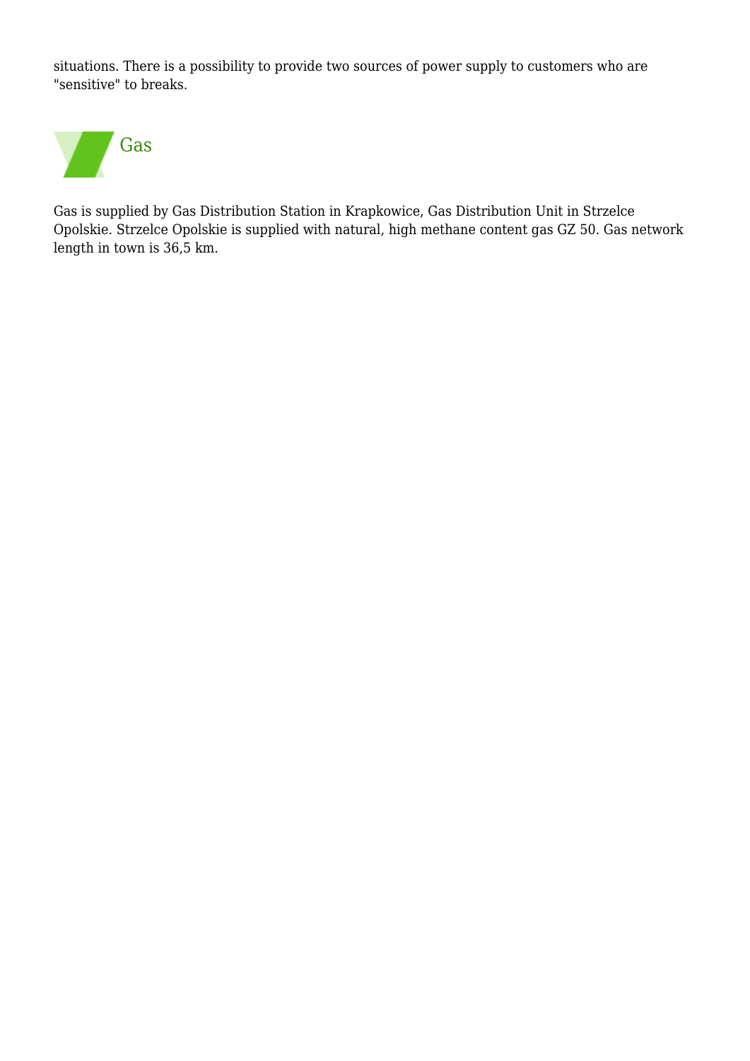situations. There is a possibility to provide two sources of power supply to customers who are "sensitive" to breaks.

## Gas

Gas is supplied by Gas Distribution Station in Krapkowice, Gas Distribution Unit in Strzelce Opolskie. Strzelce Opolskie is supplied with natural, high methane content gas GZ 50. Gas network length in town is 36,5 km.